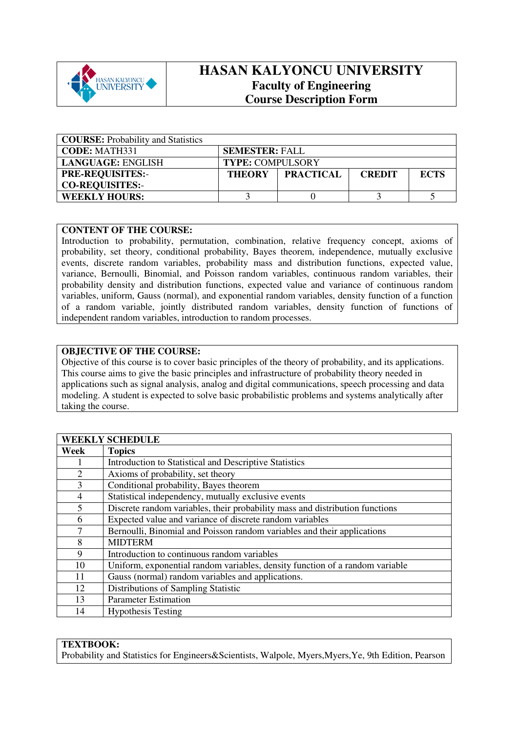# HASAN KALYONCU UNIVERSITY
## Faculty of Engineering
## Course Description Form

| **COURSE:** Probability and Statistics | | | | |
|---|---|---|---|---|
| **CODE:** MATH331 | **SEMESTER:** FALL | | | |
| **LANGUAGE:** ENGLISH | **TYPE:** COMPULSORY | | | |
| **PRE-REQUISITES:**- **CO-REQUISITES:**- | **THEORY** | **PRACTICAL** | **CREDIT** | **ECTS** |
| **WEEKLY HOURS:** | 3 | 0 | 3 | 5 |

**CONTENT OF THE COURSE:**
Introduction to probability, permutation, combination, relative frequency concept, axioms of probability, set theory, conditional probability, Bayes theorem, independence, mutually exclusive events, discrete random variables, probability mass and distribution functions, expected value, variance, Bernoulli, Binomial, and Poisson random variables, continuous random variables, their probability density and distribution functions, expected value and variance of continuous random variables, uniform, Gauss (normal), and exponential random variables, density function of a function of a random variable, jointly distributed random variables, density function of functions of independent random variables, introduction to random processes.

**OBJECTIVE OF THE COURSE:**
Objective of this course is to cover basic principles of the theory of probability, and its applications. This course aims to give the basic principles and infrastructure of probability theory needed in applications such as signal analysis, analog and digital communications, speech processing and data modeling. A student is expected to solve basic probabilistic problems and systems analytically after taking the course.

| **WEEKLY SCHEDULE** | |
|---|---|
| **Week** | **Topics** |
| 1 | Introduction to Statistical and Descriptive Statistics |
| 2 | Axioms of probability, set theory |
| 3 | Conditional probability, Bayes theorem |
| 4 | Statistical independency, mutually exclusive events |
| 5 | Discrete random variables, their probability mass and distribution functions |
| 6 | Expected value and variance of discrete random variables |
| 7 | Bernoulli, Binomial and Poisson random variables and their applications |
| 8 | MIDTERM |
| 9 | Introduction to continuous random variables |
| 10 | Uniform, exponential random variables, density function of a random variable |
| 11 | Gauss (normal) random variables and applications. |
| 12 | Distributions of Sampling Statistic |
| 13 | Parameter Estimation |
| 14 | Hypothesis Testing |

**TEXTBOOK:**
Probability and Statistics for Engineers&Scientists, Walpole, Myers,Myers,Ye, 9th Edition, Pearson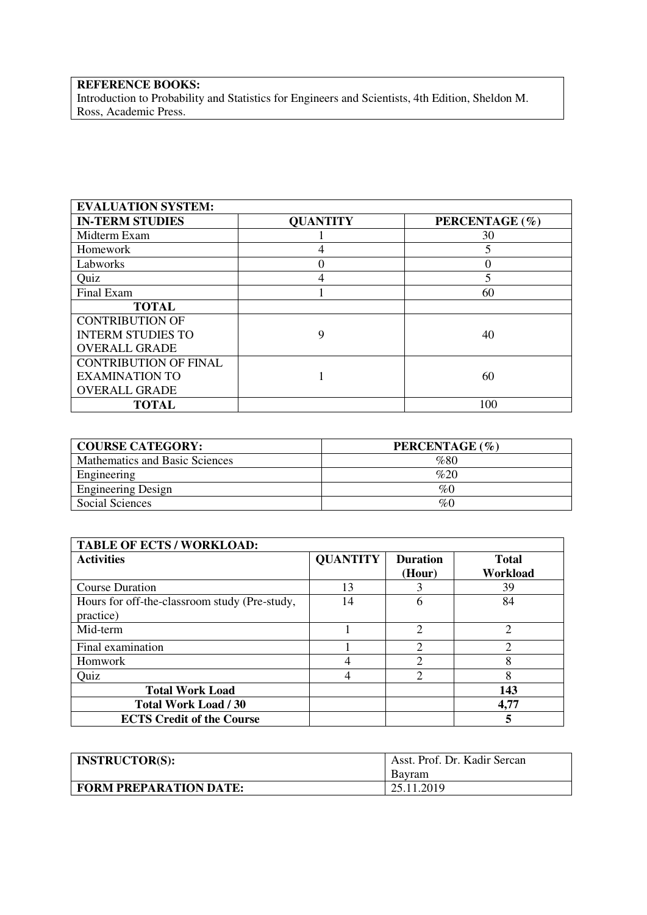| **REFERENCE BOOKS:** |
| --- |
| Introduction to Probability and Statistics for Engineers and Scientists, 4th Edition, Sheldon M. Ross, Academic Press. |

| **EVALUATION SYSTEM:** | | |
| --- | --- | --- |
| **IN-TERM STUDIES** | **QUANTITY** | **PERCENTAGE (%)** |
| Midterm Exam | 1 | 30 |
| Homework | 4 | 5 |
| Labworks | 0 | 0 |
| Quiz | 4 | 5 |
| Final Exam | 1 | 60 |
| **TOTAL** | | |
| CONTRIBUTION OF INTERM STUDIES TO OVERALL GRADE | 9 | 40 |
| CONTRIBUTION OF FINAL EXAMINATION TO OVERALL GRADE | 1 | 60 |
| **TOTAL** | | 100 |

| **COURSE CATEGORY:** | **PERCENTAGE (%)** |
| --- | --- |
| Mathematics and Basic Sciences | %80 |
| Engineering | %20 |
| Engineering Design | %0 |
| Social Sciences | %0 |

| **TABLE OF ECTS / WORKLOAD:** | | | |
| --- | --- | --- | --- |
| **Activities** | **QUANTITY** | **Duration (Hour)** | **Total Workload** |
| Course Duration | 13 | 3 | 39 |
| Hours for off-the-classroom study (Pre-study, practice) | 14 | 6 | 84 |
| Mid-term | 1 | 2 | 2 |
| Final examination | 1 | 2 | 2 |
| Homwork | 4 | 2 | 8 |
| Quiz | 4 | 2 | 8 |
| **Total Work Load** | | | **143** |
| **Total Work Load / 30** | | | **4,77** |
| **ECTS Credit of the Course** | | | **5** |

| **INSTRUCTOR(S):** | Asst. Prof. Dr. Kadir Sercan Bayram |
| --- | --- |
| **FORM PREPARATION DATE:** | 25.11.2019 |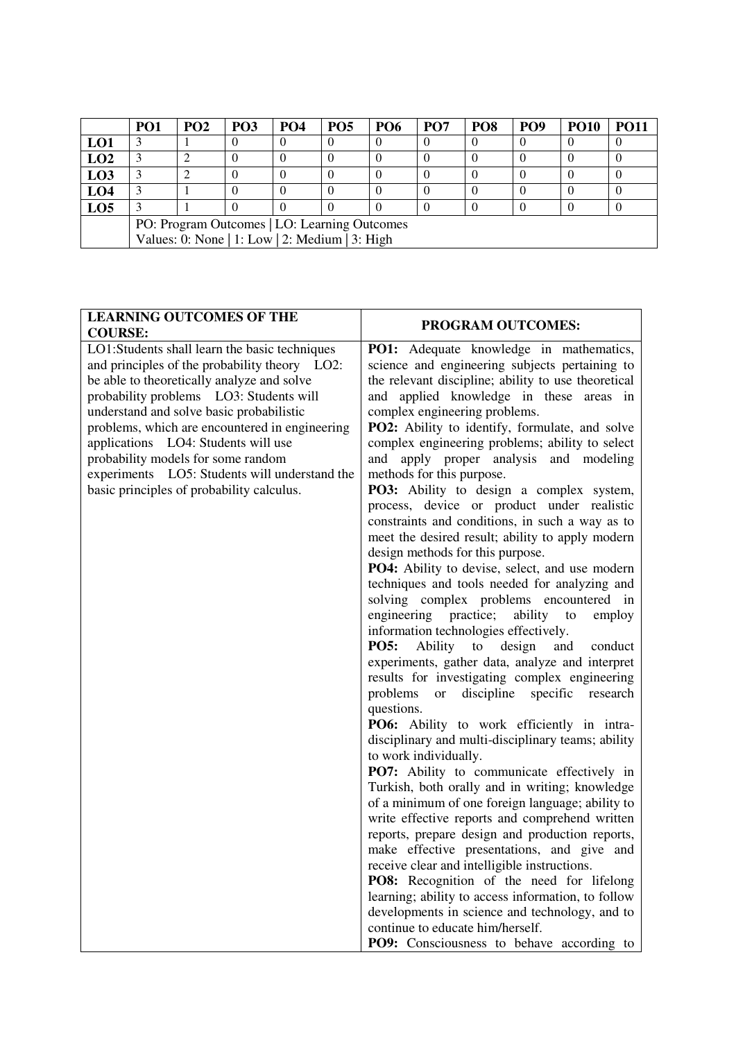| | PO1 | PO2 | PO3 | PO4 | PO5 | PO6 | PO7 | PO8 | PO9 | PO10 | PO11 |
|---|---|---|---|---|---|---|---|---|---|---|---|
| **LO1** | 3 | 1 | 0 | 0 | 0 | 0 | 0 | 0 | 0 | 0 | 0 |
| **LO2** | 3 | 2 | 0 | 0 | 0 | 0 | 0 | 0 | 0 | 0 | 0 |
| **LO3** | 3 | 2 | 0 | 0 | 0 | 0 | 0 | 0 | 0 | 0 | 0 |
| **LO4** | 3 | 1 | 0 | 0 | 0 | 0 | 0 | 0 | 0 | 0 | 0 |
| **LO5** | 3 | 1 | 0 | 0 | 0 | 0 | 0 | 0 | 0 | 0 | 0 |
| | PO: Program Outcomes \| LO: Learning Outcomes<br>Values: 0: None \| 1: Low \| 2: Medium \| 3: High | | | | | | | | | | |

| **LEARNING OUTCOMES OF THE COURSE:** | **PROGRAM OUTCOMES:** |
|---|---|
| LO1:Students shall learn the basic techniques and principles of the probability theory LO2: be able to theoretically analyze and solve probability problems LO3: Students will understand and solve basic probabilistic problems, which are encountered in engineering applications LO4: Students will use probability models for some random experiments LO5: Students will understand the basic principles of probability calculus. | **PO1:** Adequate knowledge in mathematics, science and engineering subjects pertaining to the relevant discipline; ability to use theoretical and applied knowledge in these areas in complex engineering problems.<br>**PO2:** Ability to identify, formulate, and solve complex engineering problems; ability to select and apply proper analysis and modeling methods for this purpose.<br>**PO3:** Ability to design a complex system, process, device or product under realistic constraints and conditions, in such a way as to meet the desired result; ability to apply modern design methods for this purpose.<br>**PO4:** Ability to devise, select, and use modern techniques and tools needed for analyzing and solving complex problems encountered in engineering practice; ability to employ information technologies effectively.<br>**PO5:** Ability to design and conduct experiments, gather data, analyze and interpret results for investigating complex engineering problems or discipline specific research questions.<br>**PO6:** Ability to work efficiently in intra-disciplinary and multi-disciplinary teams; ability to work individually.<br>**PO7:** Ability to communicate effectively in Turkish, both orally and in writing; knowledge of a minimum of one foreign language; ability to write effective reports and comprehend written reports, prepare design and production reports, make effective presentations, and give and receive clear and intelligible instructions.<br>**PO8:** Recognition of the need for lifelong learning; ability to access information, to follow developments in science and technology, and to continue to educate him/herself.<br>**PO9:** Consciousness to behave according to |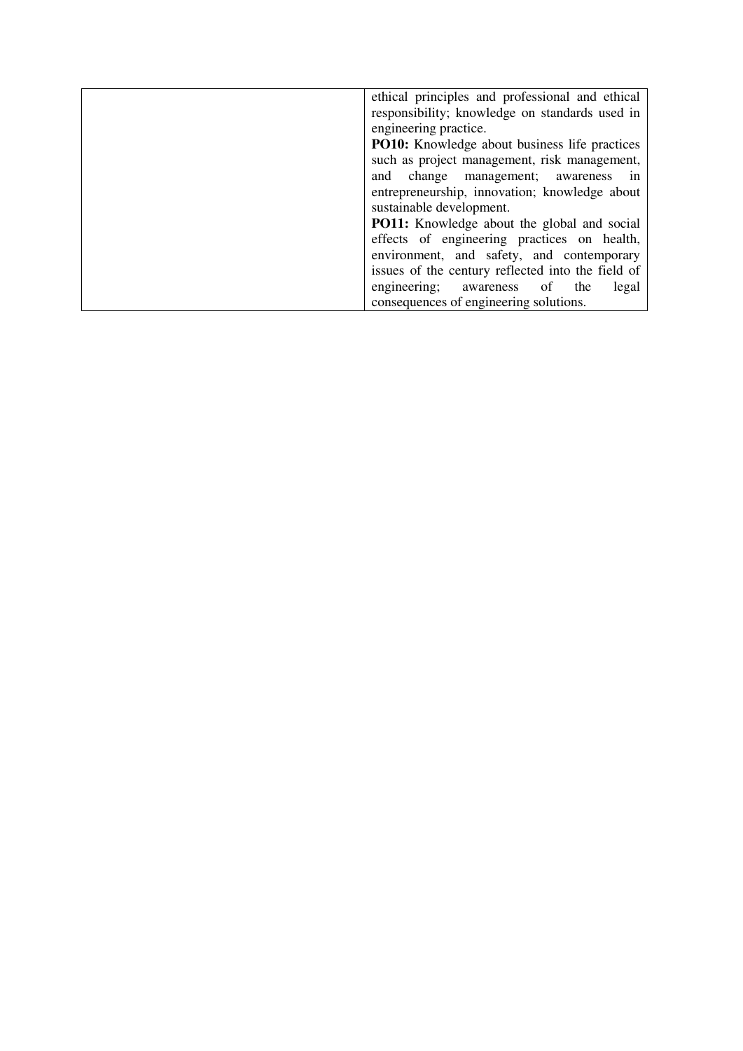| | |
|---|---|
| | ethical principles and professional and ethical responsibility; knowledge on standards used in engineering practice.<br>**PO10:** Knowledge about business life practices such as project management, risk management, and change management; awareness in entrepreneurship, innovation; knowledge about sustainable development.<br>**PO11:** Knowledge about the global and social effects of engineering practices on health, environment, and safety, and contemporary issues of the century reflected into the field of engineering; awareness of the legal consequences of engineering solutions. |